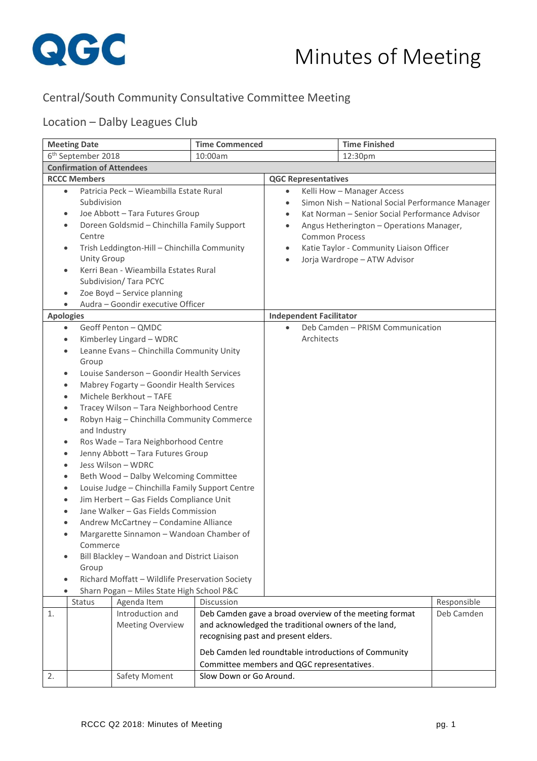QGC

# Minutes of Meeting

## Central/South Community Consultative Committee Meeting

## Location – Dalby Leagues Club

| Meeting Date | Time Commenced | Time Finished |
|---|---|---|
| 6th September 2018 | 10:00am | 12:30pm |

**Confirmation of Attendees**

| RCCC Members | QGC Representatives |
|---|---|
| • Patricia Peck – Wieambilla Estate Rural Subdivision<br>• Joe Abbott – Tara Futures Group<br>• Doreen Goldsmid – Chinchilla Family Support Centre<br>• Trish Leddington-Hill – Chinchilla Community Unity Group<br>• Kerri Bean - Wieambilla Estates Rural Subdivision/ Tara PCYC<br>• Zoe Boyd – Service planning<br>• Audra – Goondir executive Officer | • Kelli How – Manager Access<br>• Simon Nish – National Social Performance Manager<br>• Kat Norman – Senior Social Performance Advisor<br>• Angus Hetherington – Operations Manager, Common Process<br>• Katie Taylor - Community Liaison Officer<br>• Jorja Wardrope – ATW Advisor |

| Apologies | Independent Facilitator |
|---|---|
| • Geoff Penton – QMDC<br>• Kimberley Lingard – WDRC<br>• Leanne Evans – Chinchilla Community Unity Group<br>• Louise Sanderson – Goondir Health Services<br>• Mabrey Fogarty – Goondir Health Services<br>• Michele Berkhout – TAFE<br>• Tracey Wilson – Tara Neighborhood Centre<br>• Robyn Haig – Chinchilla Community Commerce and Industry<br>• Ros Wade – Tara Neighborhood Centre<br>• Jenny Abbott – Tara Futures Group<br>• Jess Wilson – WDRC<br>• Beth Wood – Dalby Welcoming Committee<br>• Louise Judge – Chinchilla Family Support Centre<br>• Jim Herbert – Gas Fields Compliance Unit<br>• Jane Walker – Gas Fields Commission<br>• Andrew McCartney – Condamine Alliance<br>• Margarette Sinnamon – Wandoan Chamber of Commerce<br>• Bill Blackley – Wandoan and District Liaison Group<br>• Richard Moffatt – Wildlife Preservation Society<br>• Sharn Pogan – Miles State High School P&C | • Deb Camden – PRISM Communication Architects |

| | Status | Agenda Item | Discussion | Responsible |
|---|---|---|---|---|
| 1. | | Introduction and Meeting Overview | Deb Camden gave a broad overview of the meeting format and acknowledged the traditional owners of the land, recognising past and present elders.<br><br>Deb Camden led roundtable introductions of Community Committee members and QGC representatives. | Deb Camden |
| 2. | | Safety Moment | Slow Down or Go Around. | |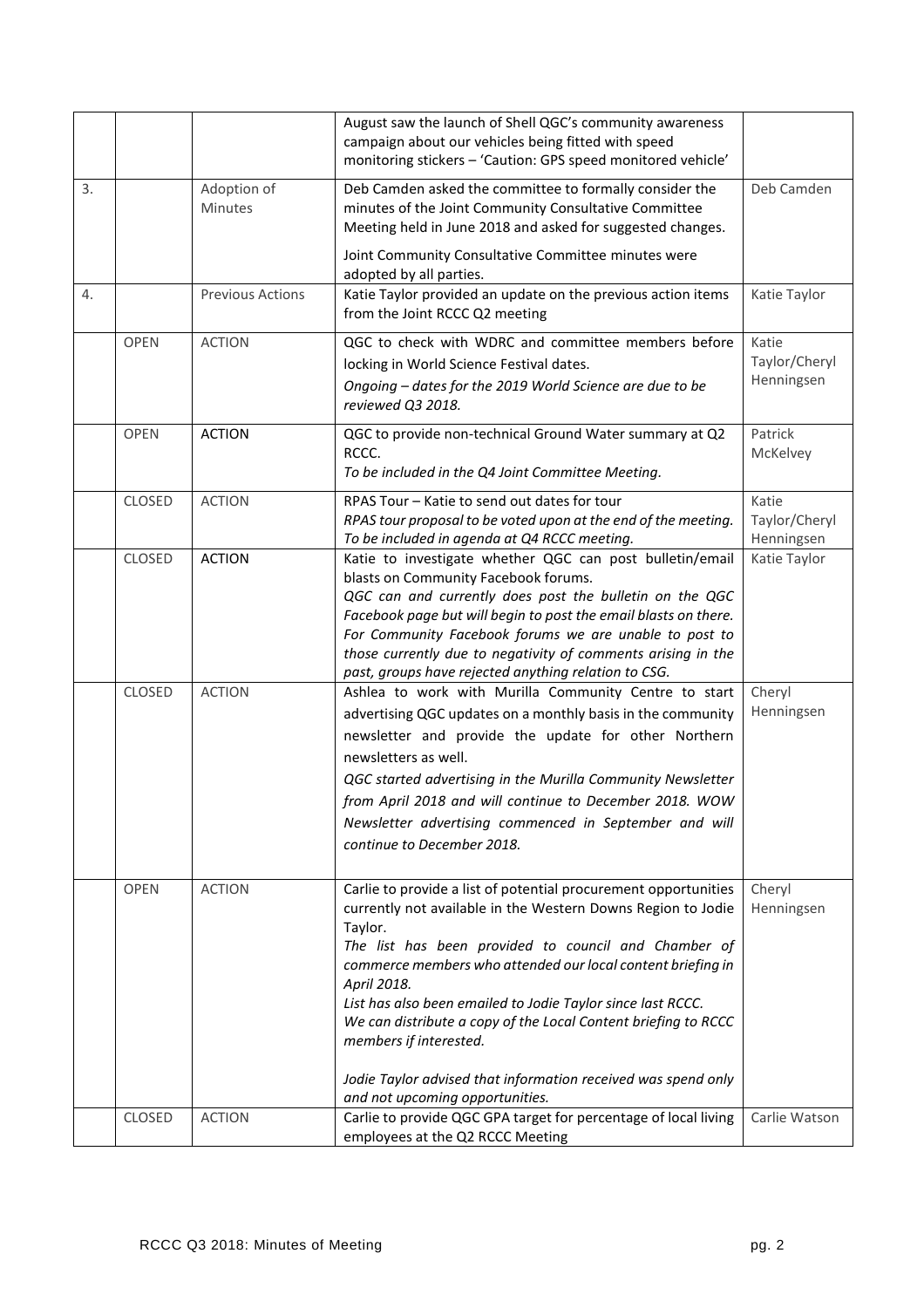|  |  |  | August saw the launch of Shell QGC's community awareness campaign about our vehicles being fitted with speed monitoring stickers – 'Caution: GPS speed monitored vehicle' |  |
|---|---|---|---|---|
| 3. |  | Adoption of Minutes | Deb Camden asked the committee to formally consider the minutes of the Joint Community Consultative Committee Meeting held in June 2018 and asked for suggested changes.<br><br>Joint Community Consultative Committee minutes were adopted by all parties. | Deb Camden |
| 4. |  | Previous Actions | Katie Taylor provided an update on the previous action items from the Joint RCCC Q2 meeting | Katie Taylor |
|  | OPEN | ACTION | QGC to check with WDRC and committee members before locking in World Science Festival dates.<br>*Ongoing – dates for the 2019 World Science are due to be reviewed Q3 2018.* | Katie Taylor/Cheryl Henningsen |
|  | OPEN | **ACTION** | QGC to provide non-technical Ground Water summary at Q2 RCCC.<br>*To be included in the Q4 Joint Committee Meeting.* | Patrick McKelvey |
|  | CLOSED | ACTION | RPAS Tour – Katie to send out dates for tour<br>*RPAS tour proposal to be voted upon at the end of the meeting. To be included in agenda at Q4 RCCC meeting.* | Katie Taylor/Cheryl Henningsen |
|  | CLOSED | **ACTION** | Katie to investigate whether QGC can post bulletin/email blasts on Community Facebook forums.<br>*QGC can and currently does post the bulletin on the QGC Facebook page but will begin to post the email blasts on there. For Community Facebook forums we are unable to post to those currently due to negativity of comments arising in the past, groups have rejected anything relation to CSG.* | Katie Taylor |
|  | CLOSED | ACTION | Ashlea to work with Murilla Community Centre to start advertising QGC updates on a monthly basis in the community newsletter and provide the update for other Northern newsletters as well.<br>*QGC started advertising in the Murilla Community Newsletter from April 2018 and will continue to December 2018. WOW Newsletter advertising commenced in September and will continue to December 2018.* | Cheryl Henningsen |
|  | OPEN | ACTION | Carlie to provide a list of potential procurement opportunities currently not available in the Western Downs Region to Jodie Taylor.<br>*The list has been provided to council and Chamber of commerce members who attended our local content briefing in April 2018.*<br>*List has also been emailed to Jodie Taylor since last RCCC.*<br>*We can distribute a copy of the Local Content briefing to RCCC members if interested.*<br><br>*Jodie Taylor advised that information received was spend only and not upcoming opportunities.* | Cheryl Henningsen |
|  | CLOSED | ACTION | Carlie to provide QGC GPA target for percentage of local living employees at the Q2 RCCC Meeting | Carlie Watson |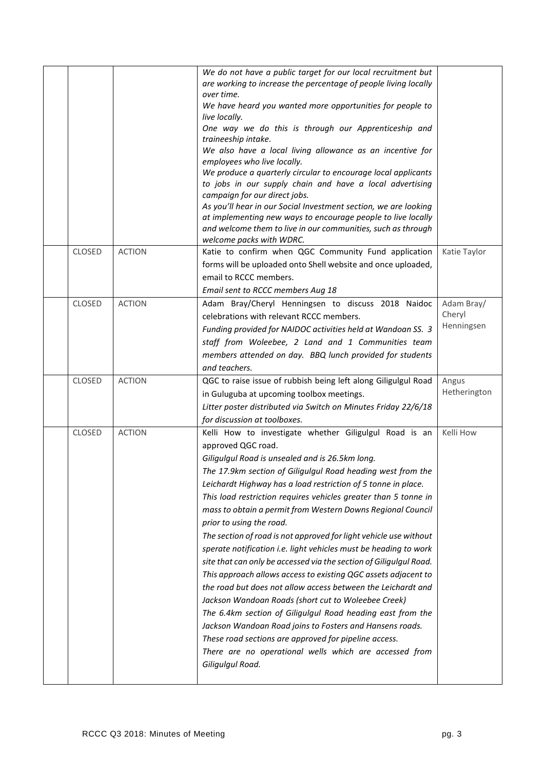| | | | | |
|---|---|---|---|---|
| | | | *We do not have a public target for our local recruitment but are working to increase the percentage of people living locally over time.*<br>*We have heard you wanted more opportunities for people to live locally.*<br>*One way we do this is through our Apprenticeship and traineeship intake.*<br>*We also have a local living allowance as an incentive for employees who live locally.*<br>*We produce a quarterly circular to encourage local applicants to jobs in our supply chain and have a local advertising campaign for our direct jobs.*<br>*As you'll hear in our Social Investment section, we are looking at implementing new ways to encourage people to live locally and welcome them to live in our communities, such as through welcome packs with WDRC.* | |
| | CLOSED | ACTION | Katie to confirm when QGC Community Fund application forms will be uploaded onto Shell website and once uploaded, email to RCCC members.<br>*Email sent to RCCC members Aug 18* | Katie Taylor |
| | CLOSED | ACTION | Adam Bray/Cheryl Henningsen to discuss 2018 Naidoc celebrations with relevant RCCC members.<br>*Funding provided for NAIDOC activities held at Wandoan SS. 3 staff from Woleebee, 2 Land and 1 Communities team members attended on day. BBQ lunch provided for students and teachers.* | Adam Bray/ Cheryl Henningsen |
| | CLOSED | ACTION | QGC to raise issue of rubbish being left along Giligulgul Road in Guluguba at upcoming toolbox meetings.<br>*Litter poster distributed via Switch on Minutes Friday 22/6/18 for discussion at toolboxes.* | Angus Hetherington |
| | CLOSED | ACTION | Kelli How to investigate whether Giligulgul Road is an approved QGC road.<br>*Giligulgul Road is unsealed and is 26.5km long.*<br>*The 17.9km section of Giligulgul Road heading west from the Leichardt Highway has a load restriction of 5 tonne in place.*<br>*This load restriction requires vehicles greater than 5 tonne in mass to obtain a permit from Western Downs Regional Council prior to using the road.*<br>*The section of road is not approved for light vehicle use without sperate notification i.e. light vehicles must be heading to work site that can only be accessed via the section of Giligulgul Road.*<br>*This approach allows access to existing QGC assets adjacent to the road but does not allow access between the Leichardt and Jackson Wandoan Roads (short cut to Woleebee Creek)*<br>*The 6.4km section of Giligulgul Road heading east from the Jackson Wandoan Road joins to Fosters and Hansens roads.*<br>*These road sections are approved for pipeline access.*<br>*There are no operational wells which are accessed from Giligulgul Road.* | Kelli How |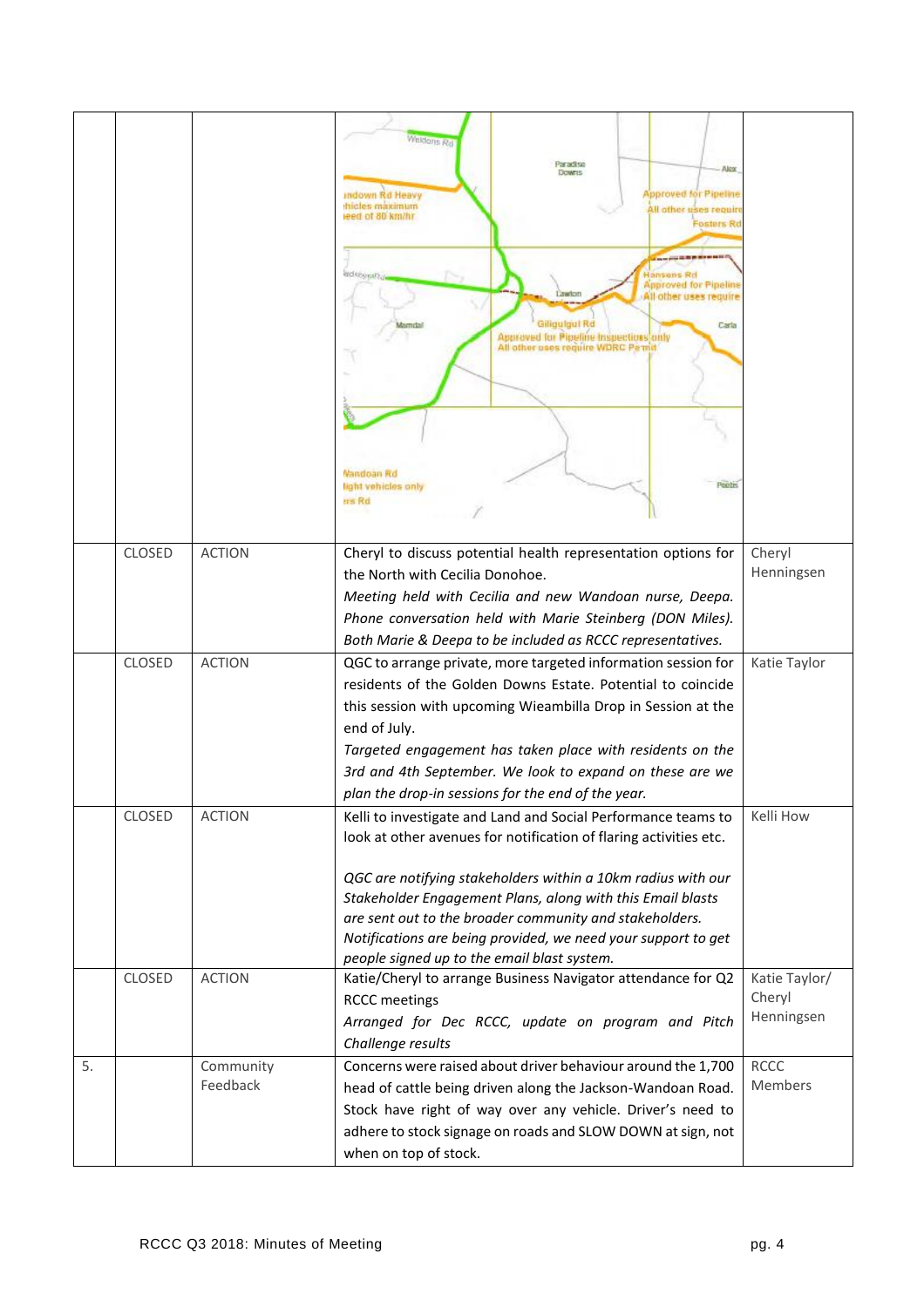| | | | | |
|---|---|---|---|---|
| | | | | |
| | CLOSED | ACTION | Cheryl to discuss potential health representation options for the North with Cecilia Donohoe.<br>*Meeting held with Cecilia and new Wandoan nurse, Deepa. Phone conversation held with Marie Steinberg (DON Miles). Both Marie & Deepa to be included as RCCC representatives.* | Cheryl Henningsen |
| | CLOSED | ACTION | QGC to arrange private, more targeted information session for residents of the Golden Downs Estate. Potential to coincide this session with upcoming Wieambilla Drop in Session at the end of July.<br>*Targeted engagement has taken place with residents on the 3rd and 4th September. We look to expand on these are we plan the drop-in sessions for the end of the year.* | Katie Taylor |
| | CLOSED | ACTION | Kelli to investigate and Land and Social Performance teams to look at other avenues for notification of flaring activities etc.<br><br>*QGC are notifying stakeholders within a 10km radius with our Stakeholder Engagement Plans, along with this Email blasts are sent out to the broader community and stakeholders. Notifications are being provided, we need your support to get people signed up to the email blast system.* | Kelli How |
| | CLOSED | ACTION | Katie/Cheryl to arrange Business Navigator attendance for Q2 RCCC meetings<br>*Arranged for Dec RCCC, update on program and Pitch Challenge results* | Katie Taylor/ Cheryl Henningsen |
| 5. | | Community Feedback | Concerns were raised about driver behaviour around the 1,700 head of cattle being driven along the Jackson-Wandoan Road. Stock have right of way over any vehicle. Driver's need to adhere to stock signage on roads and SLOW DOWN at sign, not when on top of stock. | RCCC Members |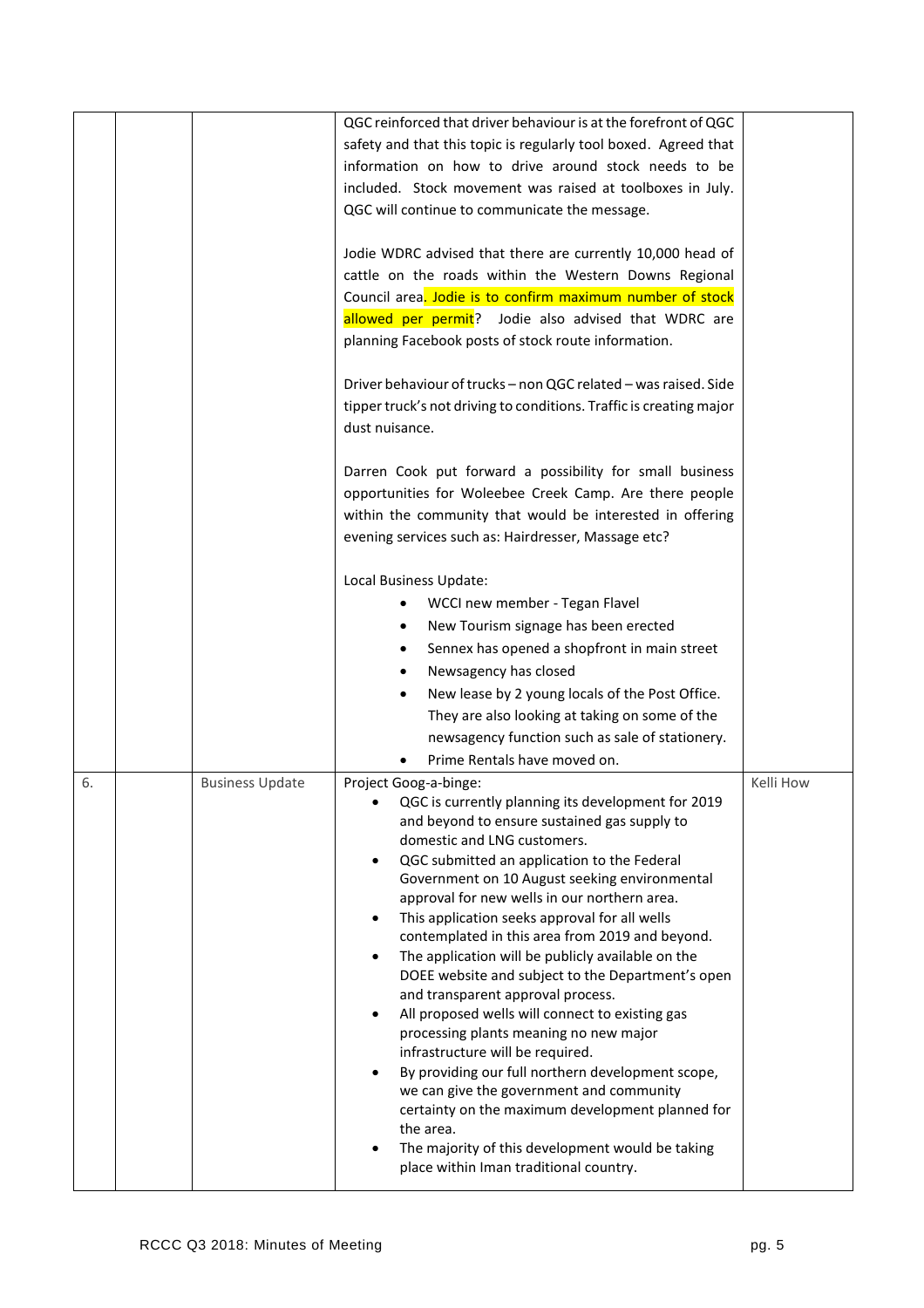| | | | | |
|---|---|---|---|---|
| | | | QGC reinforced that driver behaviour is at the forefront of QGC safety and that this topic is regularly tool boxed. Agreed that information on how to drive around stock needs to be included. Stock movement was raised at toolboxes in July. QGC will continue to communicate the message.<br><br>Jodie WDRC advised that there are currently 10,000 head of cattle on the roads within the Western Downs Regional Council area. Jodie is to confirm maximum number of stock allowed per permit? Jodie also advised that WDRC are planning Facebook posts of stock route information.<br><br>Driver behaviour of trucks – non QGC related – was raised. Side tipper truck's not driving to conditions. Traffic is creating major dust nuisance.<br><br>Darren Cook put forward a possibility for small business opportunities for Woleebee Creek Camp. Are there people within the community that would be interested in offering evening services such as: Hairdresser, Massage etc?<br><br>Local Business Update:<br>• WCCI new member - Tegan Flavel<br>• New Tourism signage has been erected<br>• Sennex has opened a shopfront in main street<br>• Newsagency has closed<br>• New lease by 2 young locals of the Post Office. They are also looking at taking on some of the newsagency function such as sale of stationery.<br>• Prime Rentals have moved on. | |
| 6. | | Business Update | Project Goog-a-binge:<br>• QGC is currently planning its development for 2019 and beyond to ensure sustained gas supply to domestic and LNG customers.<br>• QGC submitted an application to the Federal Government on 10 August seeking environmental approval for new wells in our northern area.<br>• This application seeks approval for all wells contemplated in this area from 2019 and beyond.<br>• The application will be publicly available on the DOEE website and subject to the Department's open and transparent approval process.<br>• All proposed wells will connect to existing gas processing plants meaning no new major infrastructure will be required.<br>• By providing our full northern development scope, we can give the government and community certainty on the maximum development planned for the area.<br>• The majority of this development would be taking place within Iman traditional country. | Kelli How |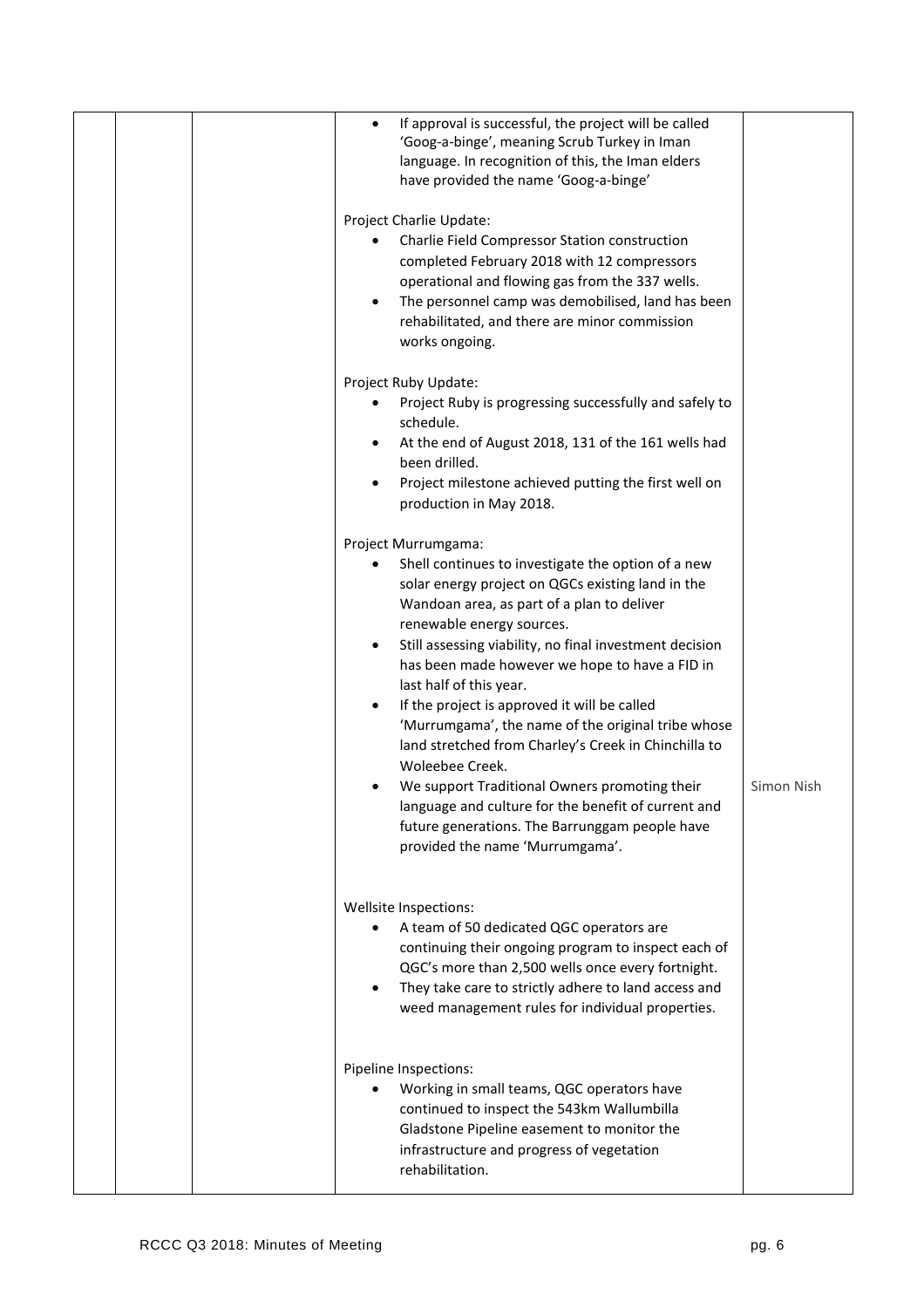| | | | | |
|---|---|---|---|---|
| | | | • If approval is successful, the project will be called 'Goog-a-binge', meaning Scrub Turkey in Iman language. In recognition of this, the Iman elders have provided the name 'Goog-a-binge'<br><br>Project Charlie Update:<br>• Charlie Field Compressor Station construction completed February 2018 with 12 compressors operational and flowing gas from the 337 wells.<br>• The personnel camp was demobilised, land has been rehabilitated, and there are minor commission works ongoing.<br><br>Project Ruby Update:<br>• Project Ruby is progressing successfully and safely to schedule.<br>• At the end of August 2018, 131 of the 161 wells had been drilled.<br>• Project milestone achieved putting the first well on production in May 2018.<br><br>Project Murrumgama:<br>• Shell continues to investigate the option of a new solar energy project on QGCs existing land in the Wandoan area, as part of a plan to deliver renewable energy sources.<br>• Still assessing viability, no final investment decision has been made however we hope to have a FID in last half of this year.<br>• If the project is approved it will be called 'Murrumgama', the name of the original tribe whose land stretched from Charley's Creek in Chinchilla to Woleebee Creek.<br>• We support Traditional Owners promoting their language and culture for the benefit of current and future generations. The Barrunggam people have provided the name 'Murrumgama'.<br><br>Wellsite Inspections:<br>• A team of 50 dedicated QGC operators are continuing their ongoing program to inspect each of QGC's more than 2,500 wells once every fortnight.<br>• They take care to strictly adhere to land access and weed management rules for individual properties.<br><br>Pipeline Inspections:<br>• Working in small teams, QGC operators have continued to inspect the 543km Wallumbilla Gladstone Pipeline easement to monitor the infrastructure and progress of vegetation rehabilitation. | Simon Nish |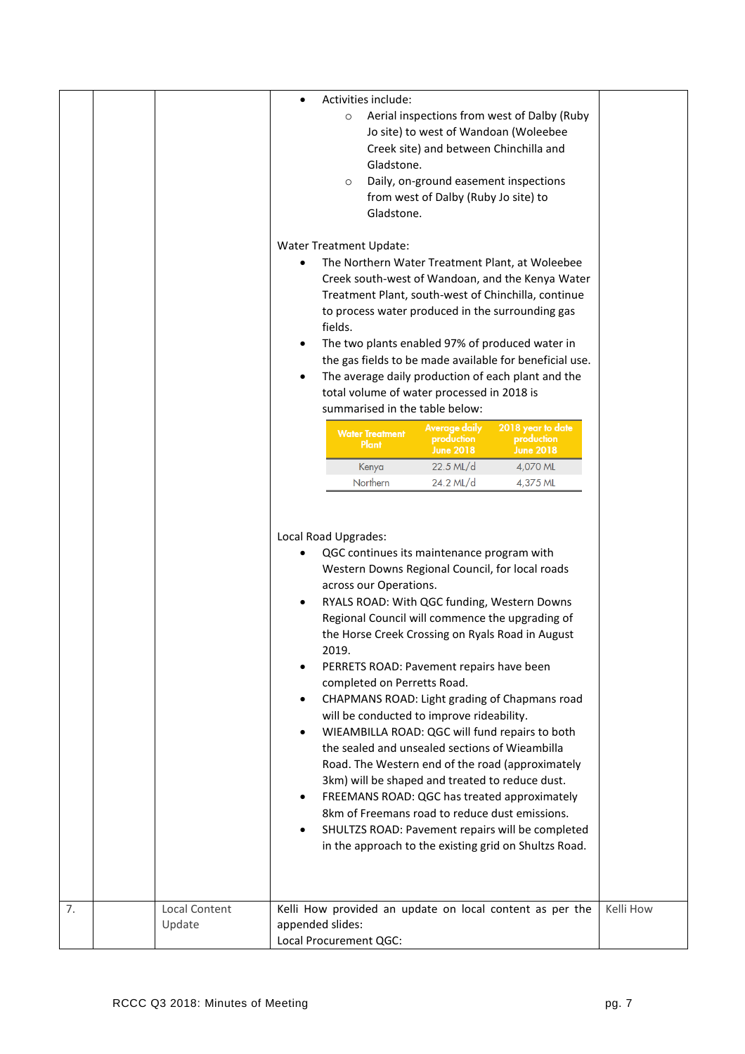| | | | | |
|---|---|---|---|---|
| | | | <ul><li>Activities include:<ul><li>Aerial inspections from west of Dalby (Ruby Jo site) to west of Wandoan (Woleebee Creek site) and between Chinchilla and Gladstone.</li><li>Daily, on-ground easement inspections from west of Dalby (Ruby Jo site) to Gladstone.</li></ul></li></ul>Water Treatment Update:<ul><li>The Northern Water Treatment Plant, at Woleebee Creek south-west of Wandoan, and the Kenya Water Treatment Plant, south-west of Chinchilla, continue to process water produced in the surrounding gas fields.</li><li>The two plants enabled 97% of produced water in the gas fields to be made available for beneficial use.</li><li>The average daily production of each plant and the total volume of water processed in 2018 is summarised in the table below:</li></ul>Water Treatment Plant / Average daily production June 2018 / 2018 year to date production June 2018:<br>Kenya / 22.5 ML/d / 4,070 ML<br>Northern / 24.2 ML/d / 4,375 ML<br><br>Local Road Upgrades:<ul><li>QGC continues its maintenance program with Western Downs Regional Council, for local roads across our Operations.</li><li>RYALS ROAD: With QGC funding, Western Downs Regional Council will commence the upgrading of the Horse Creek Crossing on Ryals Road in August 2019.</li><li>PERRETS ROAD: Pavement repairs have been completed on Perretts Road.</li><li>CHAPMANS ROAD: Light grading of Chapmans road will be conducted to improve rideability.</li><li>WIEAMBILLA ROAD: QGC will fund repairs to both the sealed and unsealed sections of Wieambilla Road. The Western end of the road (approximately 3km) will be shaped and treated to reduce dust.</li><li>FREEMANS ROAD: QGC has treated approximately 8km of Freemans road to reduce dust emissions.</li><li>SHULTZS ROAD: Pavement repairs will be completed in the approach to the existing grid on Shultzs Road.</li></ul> | |
| 7. | | Local Content Update | Kelli How provided an update on local content as per the appended slides:<br>Local Procurement QGC: | Kelli How |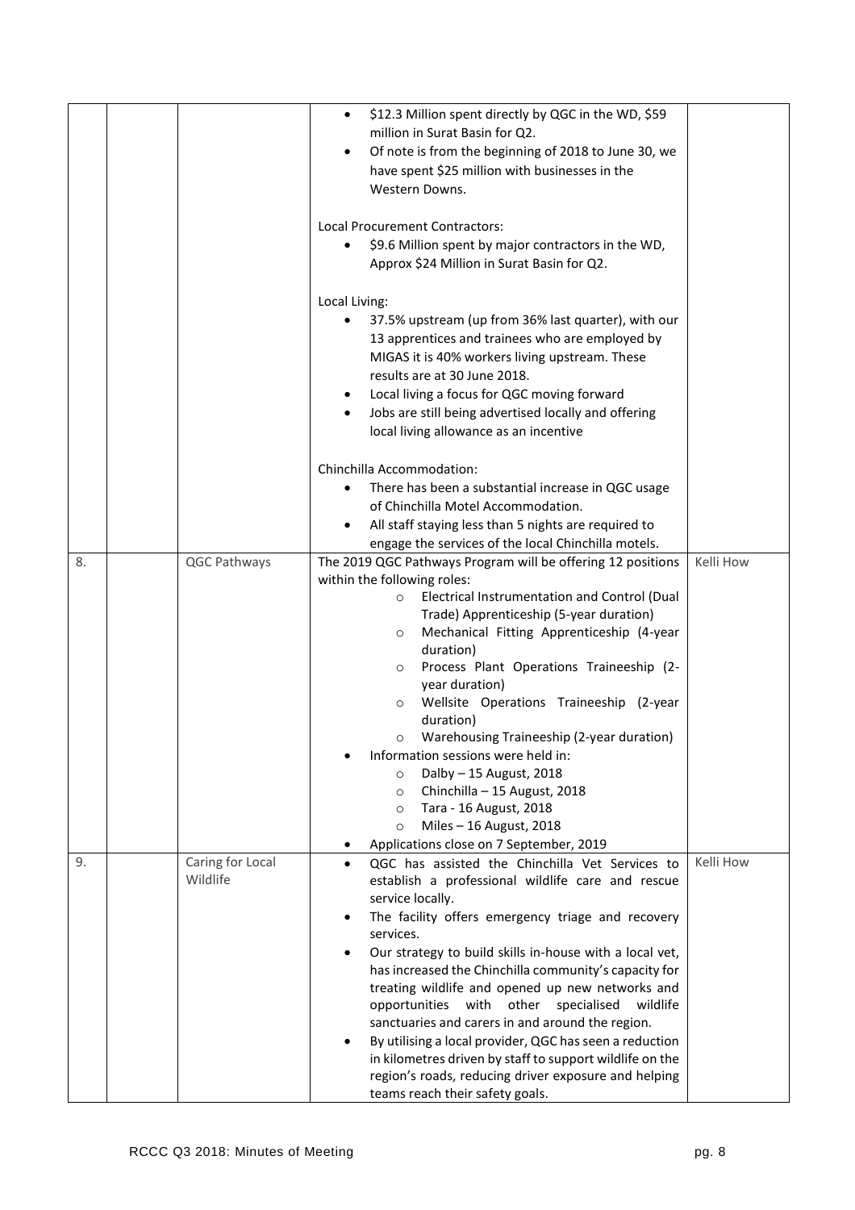| | | | | |
|---|---|---|---|---|
| | | | • $12.3 Million spent directly by QGC in the WD, $59 million in Surat Basin for Q2.<br>• Of note is from the beginning of 2018 to June 30, we have spent $25 million with businesses in the Western Downs.<br><br>Local Procurement Contractors:<br>• $9.6 Million spent by major contractors in the WD, Approx $24 Million in Surat Basin for Q2.<br><br>Local Living:<br>• 37.5% upstream (up from 36% last quarter), with our 13 apprentices and trainees who are employed by MIGAS it is 40% workers living upstream. These results are at 30 June 2018.<br>• Local living a focus for QGC moving forward<br>• Jobs are still being advertised locally and offering local living allowance as an incentive<br><br>Chinchilla Accommodation:<br>• There has been a substantial increase in QGC usage of Chinchilla Motel Accommodation.<br>• All staff staying less than 5 nights are required to engage the services of the local Chinchilla motels. | |
| 8. | | QGC Pathways | The 2019 QGC Pathways Program will be offering 12 positions within the following roles:<br>  ○ Electrical Instrumentation and Control (Dual Trade) Apprenticeship (5-year duration)<br>  ○ Mechanical Fitting Apprenticeship (4-year duration)<br>  ○ Process Plant Operations Traineeship (2-year duration)<br>  ○ Wellsite Operations Traineeship (2-year duration)<br>  ○ Warehousing Traineeship (2-year duration)<br>• Information sessions were held in:<br>  ○ Dalby – 15 August, 2018<br>  ○ Chinchilla – 15 August, 2018<br>  ○ Tara - 16 August, 2018<br>  ○ Miles – 16 August, 2018<br>• Applications close on 7 September, 2019 | Kelli How |
| 9. | | Caring for Local Wildlife | • QGC has assisted the Chinchilla Vet Services to establish a professional wildlife care and rescue service locally.<br>• The facility offers emergency triage and recovery services.<br>• Our strategy to build skills in-house with a local vet, has increased the Chinchilla community's capacity for treating wildlife and opened up new networks and opportunities with other specialised wildlife sanctuaries and carers in and around the region.<br>• By utilising a local provider, QGC has seen a reduction in kilometres driven by staff to support wildlife on the region's roads, reducing driver exposure and helping teams reach their safety goals. | Kelli How |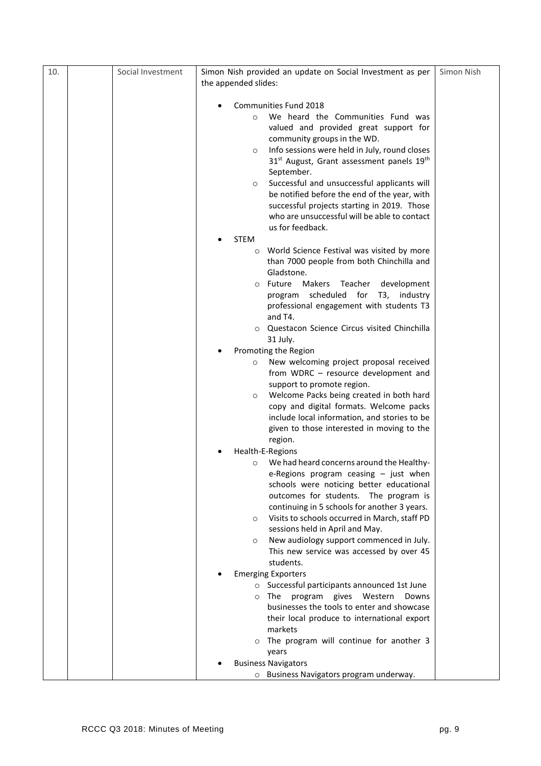| 10. | | Social Investment | Simon Nish provided an update on Social Investment as per the appended slides:<br><br>• Communities Fund 2018<br>  ○ We heard the Communities Fund was valued and provided great support for community groups in the WD.<br>  ○ Info sessions were held in July, round closes 31st August, Grant assessment panels 19th September.<br>  ○ Successful and unsuccessful applicants will be notified before the end of the year, with successful projects starting in 2019. Those who are unsuccessful will be able to contact us for feedback.<br>• STEM<br>  ○ World Science Festival was visited by more than 7000 people from both Chinchilla and Gladstone.<br>  ○ Future Makers Teacher development program scheduled for T3, industry professional engagement with students T3 and T4.<br>  ○ Questacon Science Circus visited Chinchilla 31 July.<br>• Promoting the Region<br>  ○ New welcoming project proposal received from WDRC – resource development and support to promote region.<br>  ○ Welcome Packs being created in both hard copy and digital formats. Welcome packs include local information, and stories to be given to those interested in moving to the region.<br>• Health-E-Regions<br>  ○ We had heard concerns around the Healthy-e-Regions program ceasing – just when schools were noticing better educational outcomes for students. The program is continuing in 5 schools for another 3 years.<br>  ○ Visits to schools occurred in March, staff PD sessions held in April and May.<br>  ○ New audiology support commenced in July. This new service was accessed by over 45 students.<br>• Emerging Exporters<br>  ○ Successful participants announced 1st June<br>  ○ The program gives Western Downs businesses the tools to enter and showcase their local produce to international export markets<br>  ○ The program will continue for another 3 years<br>• Business Navigators<br>  ○ Business Navigators program underway. | Simon Nish |
|---|---|---|---|---|

RCCC Q3 2018: Minutes of Meeting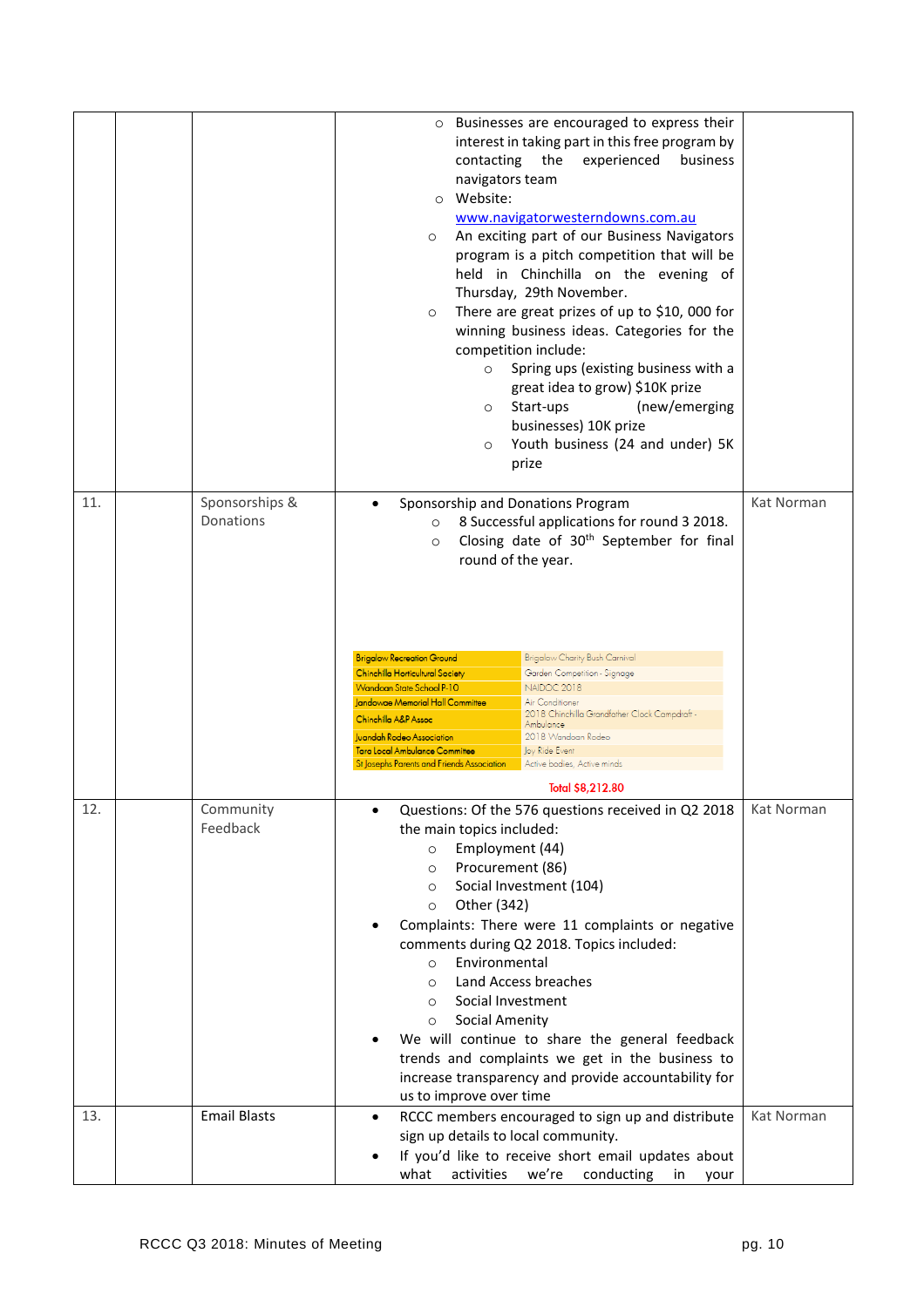| | | | | |
|---|---|---|---|---|
| | | | ○ Businesses are encouraged to express their interest in taking part in this free program by contacting the experienced business navigators team<br>○ Website: www.navigatorwesterndowns.com.au<br>○ An exciting part of our Business Navigators program is a pitch competition that will be held in Chinchilla on the evening of Thursday, 29th November.<br>○ There are great prizes of up to $10, 000 for winning business ideas. Categories for the competition include:<br>&nbsp;&nbsp;&nbsp;&nbsp;○ Spring ups (existing business with a great idea to grow) $10K prize<br>&nbsp;&nbsp;&nbsp;&nbsp;○ Start-ups (new/emerging businesses) 10K prize<br>&nbsp;&nbsp;&nbsp;&nbsp;○ Youth business (24 and under) 5K prize | |
| 11. | | Sponsorships & Donations | • Sponsorship and Donations Program<br>&nbsp;&nbsp;&nbsp;&nbsp;○ 8 Successful applications for round 3 2018.<br>&nbsp;&nbsp;&nbsp;&nbsp;○ Closing date of 30th September for final round of the year.<br><br>Brigalow Recreation Ground – Brigalow Charity Bush Carnival<br>Chinchilla Horticultural Society – Garden Competition - Signage<br>Wandoan State School P-10 – NAIDOC 2018<br>Jandowae Memorial Hall Committee – Air Conditioner<br>Chinchilla A&P Assoc – 2018 Chinchilla Grandfather Clock Campdraft - Ambulance<br>Juandah Rodeo Association – 2018 Wandoan Rodeo<br>Tara Local Ambulance Committee – Joy Ride Event<br>St Josephs Parents and Friends Association – Active bodies, Active minds<br>Total $8,212.80 | Kat Norman |
| 12. | | Community Feedback | • Questions: Of the 576 questions received in Q2 2018 the main topics included:<br>&nbsp;&nbsp;&nbsp;&nbsp;○ Employment (44)<br>&nbsp;&nbsp;&nbsp;&nbsp;○ Procurement (86)<br>&nbsp;&nbsp;&nbsp;&nbsp;○ Social Investment (104)<br>&nbsp;&nbsp;&nbsp;&nbsp;○ Other (342)<br>• Complaints: There were 11 complaints or negative comments during Q2 2018. Topics included:<br>&nbsp;&nbsp;&nbsp;&nbsp;○ Environmental<br>&nbsp;&nbsp;&nbsp;&nbsp;○ Land Access breaches<br>&nbsp;&nbsp;&nbsp;&nbsp;○ Social Investment<br>&nbsp;&nbsp;&nbsp;&nbsp;○ Social Amenity<br>• We will continue to share the general feedback trends and complaints we get in the business to increase transparency and provide accountability for us to improve over time | Kat Norman |
| 13. | | Email Blasts | • RCCC members encouraged to sign up and distribute sign up details to local community.<br>• If you'd like to receive short email updates about what activities we're conducting in your | Kat Norman |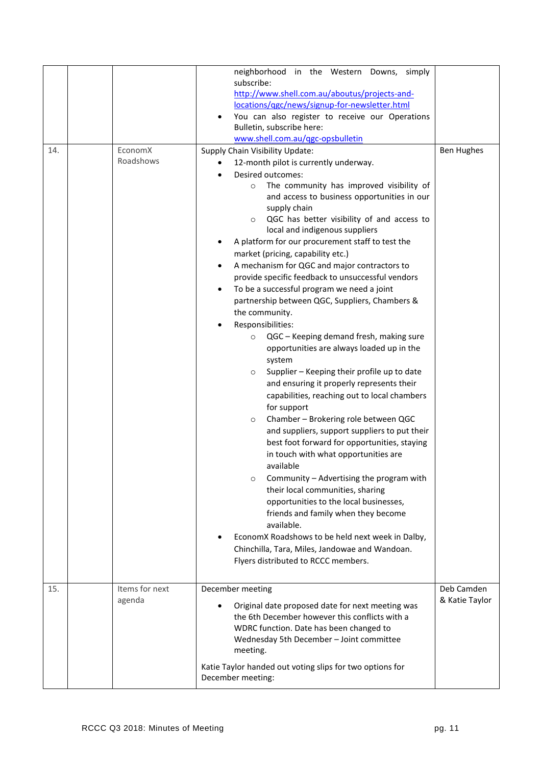| | | | | |
|---|---|---|---|---|
| | | | neighborhood in the Western Downs, simply subscribe: http://www.shell.com.au/aboutus/projects-and-locations/qgc/news/signup-for-newsletter.html<br>• You can also register to receive our Operations Bulletin, subscribe here: www.shell.com.au/qgc-opsbulletin | |
| 14. | | EconomX Roadshows | Supply Chain Visibility Update:<br>• 12-month pilot is currently underway.<br>• Desired outcomes:<br>  ○ The community has improved visibility of and access to business opportunities in our supply chain<br>  ○ QGC has better visibility of and access to local and indigenous suppliers<br>• A platform for our procurement staff to test the market (pricing, capability etc.)<br>• A mechanism for QGC and major contractors to provide specific feedback to unsuccessful vendors<br>• To be a successful program we need a joint partnership between QGC, Suppliers, Chambers & the community.<br>• Responsibilities:<br>  ○ QGC – Keeping demand fresh, making sure opportunities are always loaded up in the system<br>  ○ Supplier – Keeping their profile up to date and ensuring it properly represents their capabilities, reaching out to local chambers for support<br>  ○ Chamber – Brokering role between QGC and suppliers, support suppliers to put their best foot forward for opportunities, staying in touch with what opportunities are available<br>  ○ Community – Advertising the program with their local communities, sharing opportunities to the local businesses, friends and family when they become available.<br>• EconomX Roadshows to be held next week in Dalby, Chinchilla, Tara, Miles, Jandowae and Wandoan. Flyers distributed to RCCC members. | Ben Hughes |
| 15. | | Items for next agenda | December meeting<br>• Original date proposed date for next meeting was the 6th December however this conflicts with a WDRC function. Date has been changed to Wednesday 5th December – Joint committee meeting.<br><br>Katie Taylor handed out voting slips for two options for December meeting: | Deb Camden & Katie Taylor |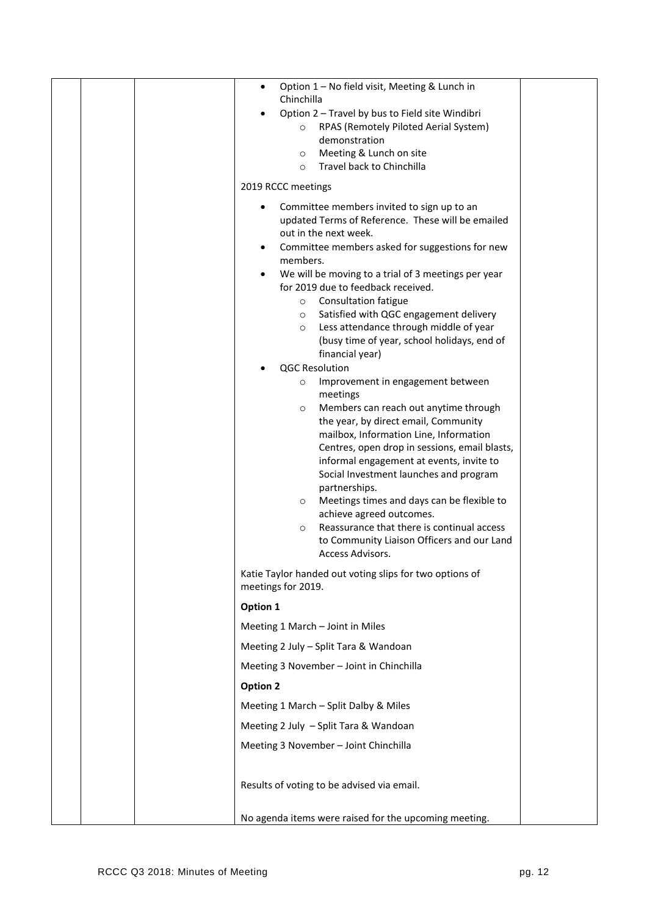- Option 1 – No field visit, Meeting & Lunch in Chinchilla
- Option 2 – Travel by bus to Field site Windibri
  - RPAS (Remotely Piloted Aerial System) demonstration
  - Meeting & Lunch on site
  - Travel back to Chinchilla

2019 RCCC meetings

- Committee members invited to sign up to an updated Terms of Reference. These will be emailed out in the next week.
- Committee members asked for suggestions for new members.
- We will be moving to a trial of 3 meetings per year for 2019 due to feedback received.
  - Consultation fatigue
  - Satisfied with QGC engagement delivery
  - Less attendance through middle of year (busy time of year, school holidays, end of financial year)
- QGC Resolution
  - Improvement in engagement between meetings
  - Members can reach out anytime through the year, by direct email, Community mailbox, Information Line, Information Centres, open drop in sessions, email blasts, informal engagement at events, invite to Social Investment launches and program partnerships.
  - Meetings times and days can be flexible to achieve agreed outcomes.
  - Reassurance that there is continual access to Community Liaison Officers and our Land Access Advisors.

Katie Taylor handed out voting slips for two options of meetings for 2019.

**Option 1**

Meeting 1 March – Joint in Miles

Meeting 2 July – Split Tara & Wandoan

Meeting 3 November – Joint in Chinchilla

**Option 2**

Meeting 1 March – Split Dalby & Miles

Meeting 2 July – Split Tara & Wandoan

Meeting 3 November – Joint Chinchilla

Results of voting to be advised via email.

No agenda items were raised for the upcoming meeting.